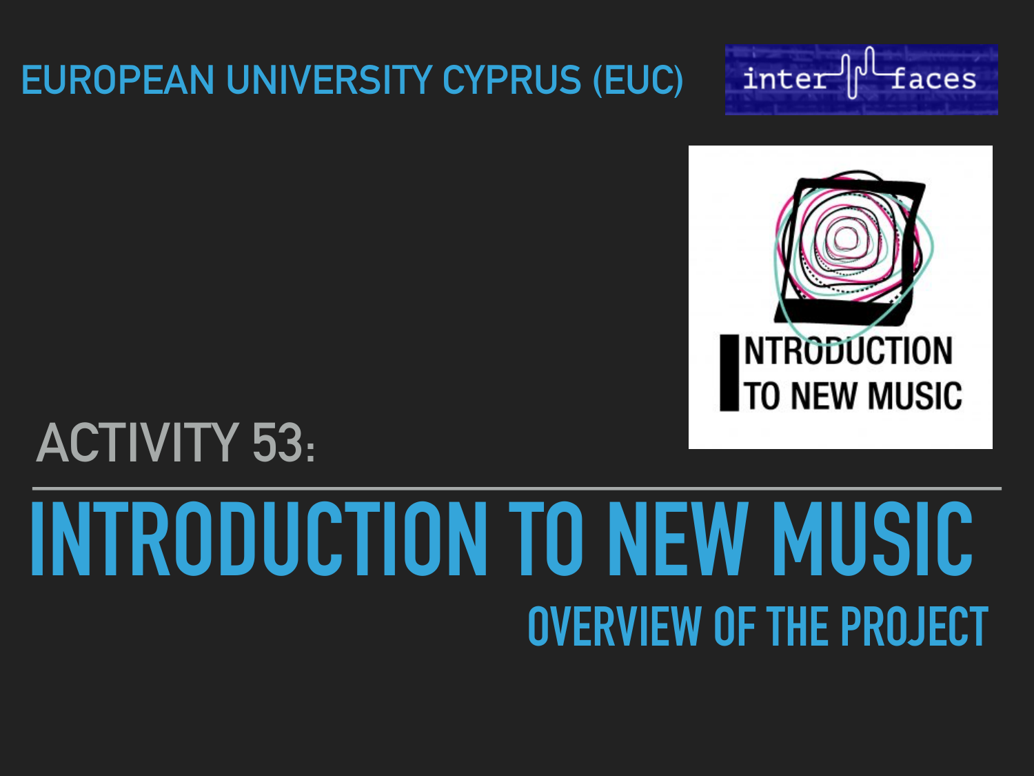EUROPEAN UNIVERSITY CYPRUS (EUC)

ACTIVITY 53:

# INTRODUCTION TO NEW MUSIC

## OVERVIEW OF THE PROJECT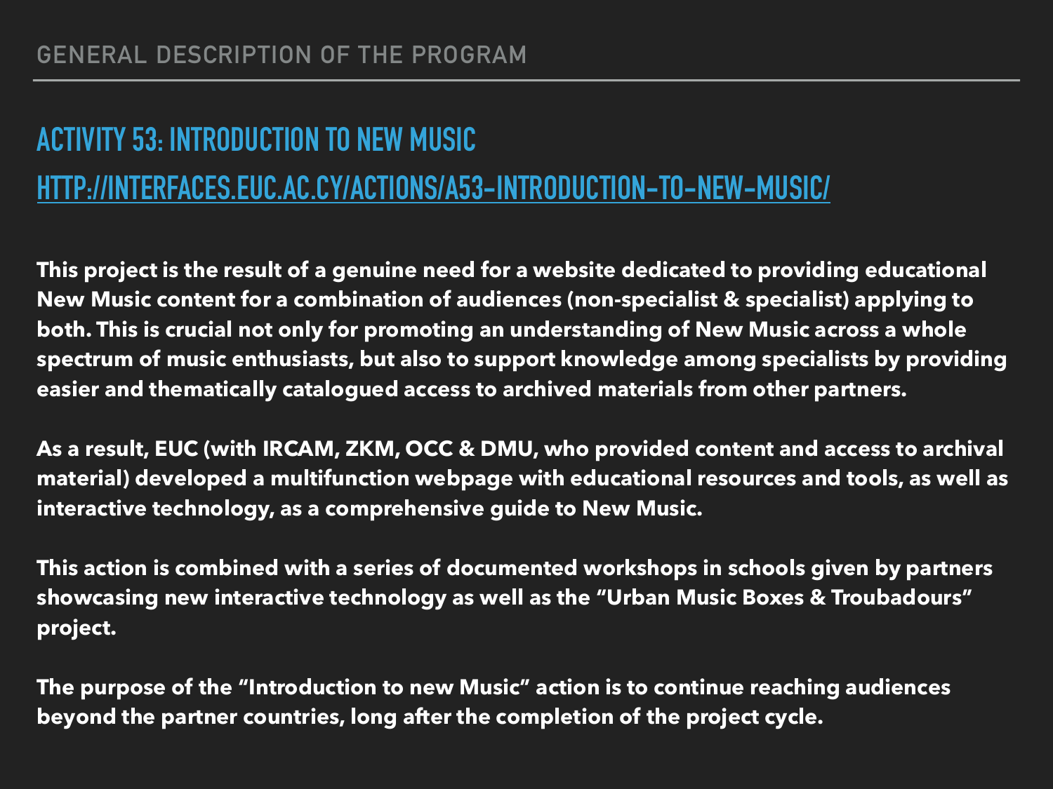## GENERAL DESCRIPTION OF THE PROGRAM

# ACTIVITY 53: INTRODUCTION TO NEW MUSIC

[HTTP://INTERFACES.EUC.AC.CY/ACTIONS/A53-INTRODUCTION-TO-NEW-MUSIC/](http://interfaces.euc.ac.cy/actions/a53-introduction-to-new-music/)

**This project is the result of a genuine need for a website dedicated to providing educational New Music content for a combination of audiences (non-specialist & specialist) applying to both. This is crucial not only for promoting an understanding of New Music across a whole spectrum of music enthusiasts, but also to support knowledge among specialists by providing easier and thematically catalogued access to archived materials from other partners.**

**As a result, EUC (with IRCAM, ZKM, OCC & DMU, who provided content and access to archival material) developed a multifunction webpage with educational resources and tools, as well as interactive technology, as a comprehensive guide to New Music.**

**This action is combined with a series of documented workshops in schools given by partners showcasing new interactive technology as well as the "Urban Music Boxes & Troubadours" project.**

**The purpose of the "Introduction to new Music" action is to continue reaching audiences beyond the partner countries, long after the completion of the project cycle.**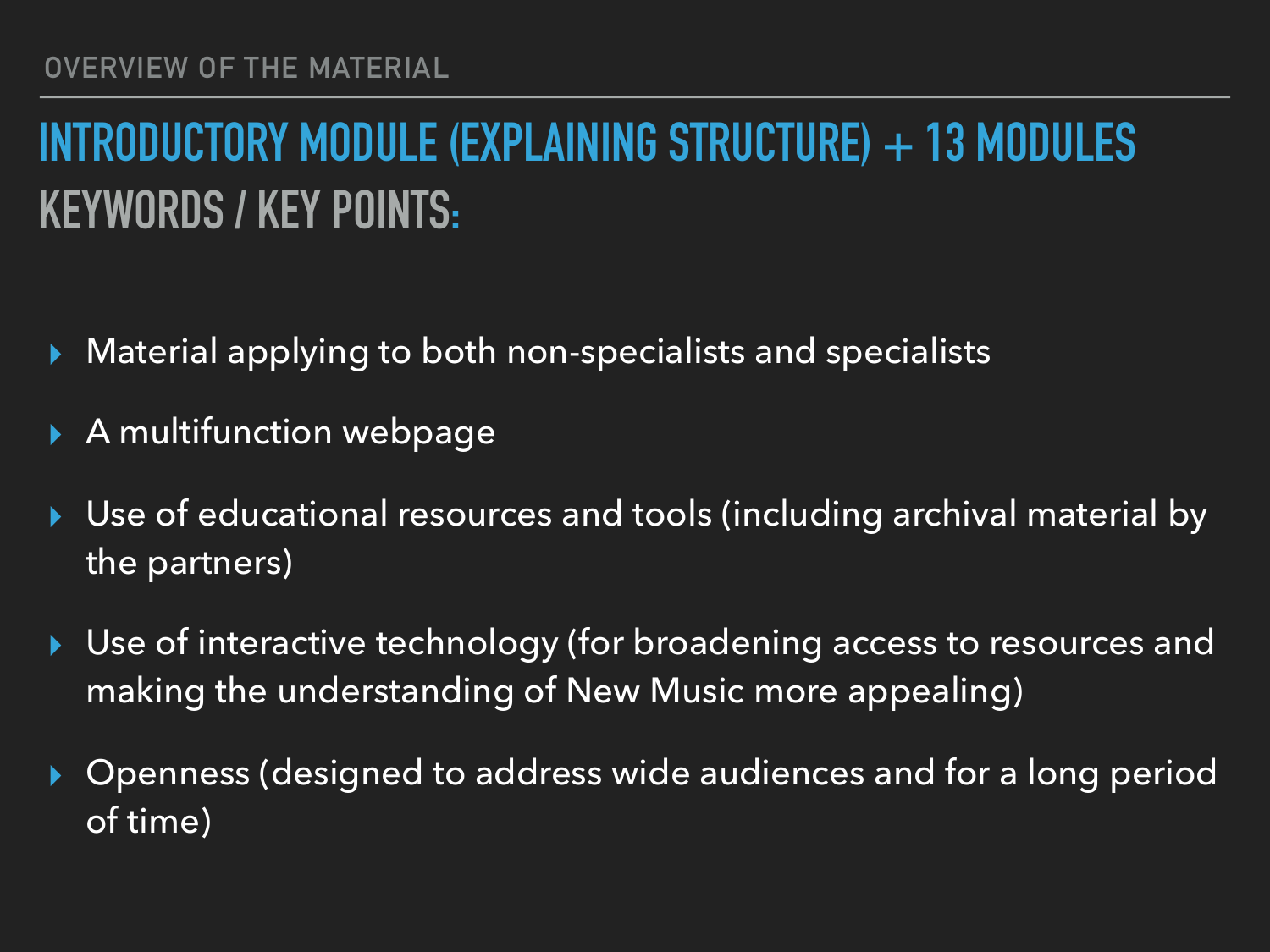OVERVIEW OF THE MATERIAL

# INTRODUCTORY MODULE (EXPLAINING STRUCTURE) + 13 MODULES

## KEYWORDS / KEY POINTS:

- Material applying to both non-specialists and specialists
- A multifunction webpage
- Use of educational resources and tools (including archival material by the partners)
- Use of interactive technology (for broadening access to resources and making the understanding of New Music more appealing)
- Openness (designed to address wide audiences and for a long period of time)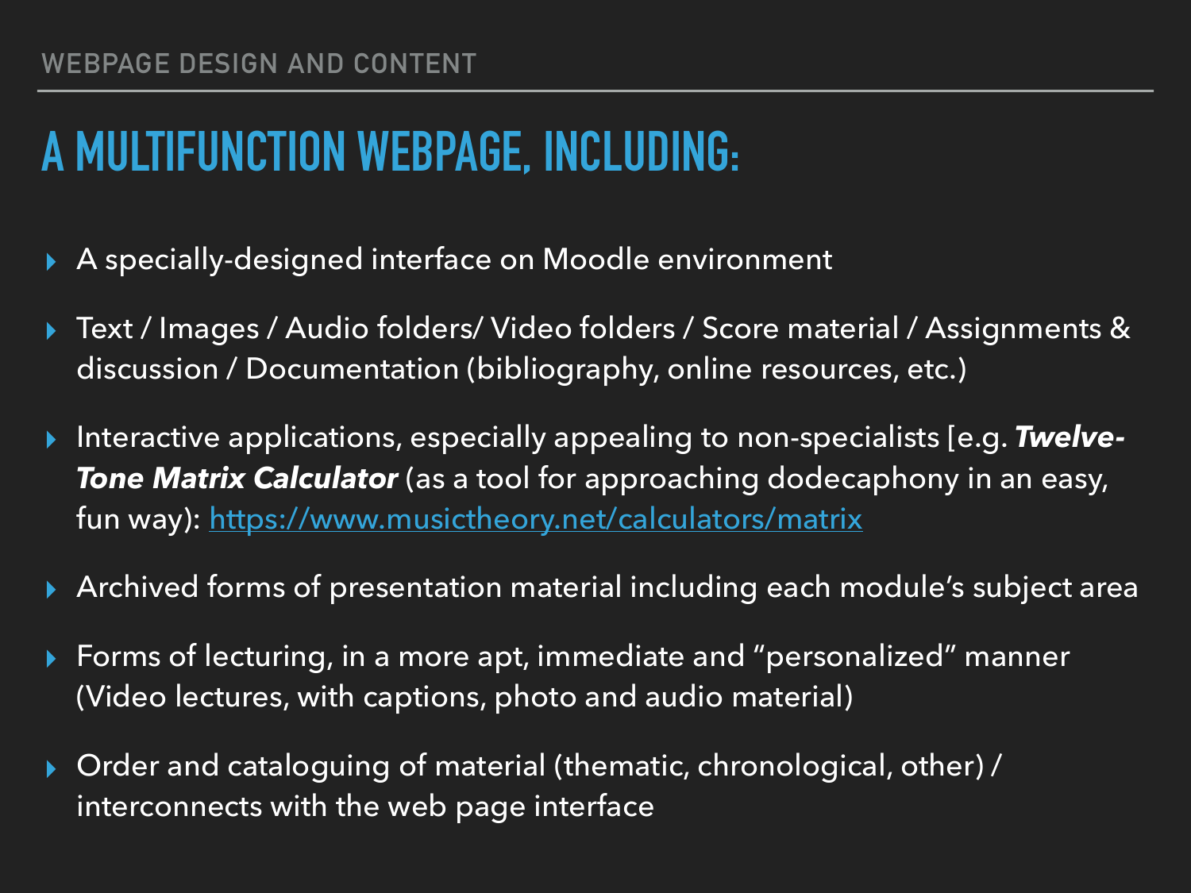WEBPAGE DESIGN AND CONTENT

# A MULTIFUNCTION WEBPAGE, INCLUDING:

- A specially-designed interface on Moodle environment
- Text / Images / Audio folders/ Video folders / Score material / Assignments & discussion / Documentation (bibliography, online resources, etc.)
- Interactive applications, especially appealing to non-specialists [e.g. ***Twelve-Tone Matrix Calculator*** (as a tool for approaching dodecaphony in an easy, fun way): https://www.musictheory.net/calculators/matrix
- Archived forms of presentation material including each module's subject area
- Forms of lecturing, in a more apt, immediate and "personalized" manner (Video lectures, with captions, photo and audio material)
- Order and cataloguing of material (thematic, chronological, other) / interconnects with the web page interface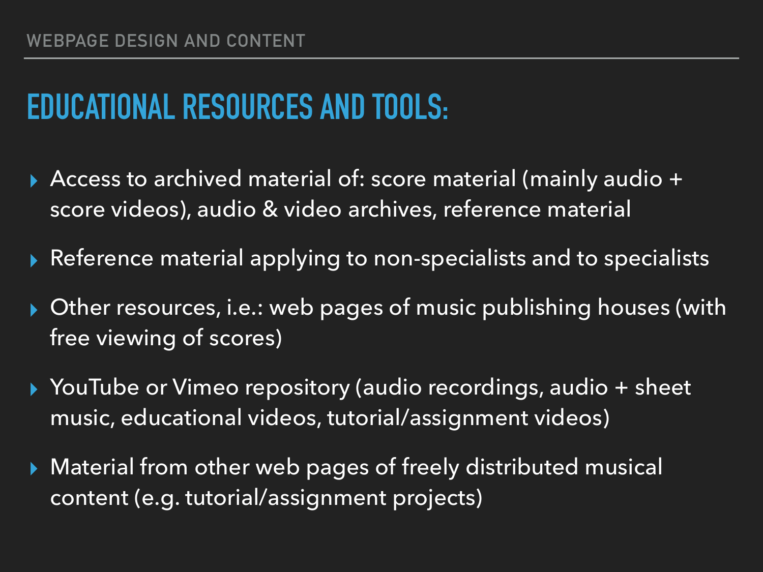## EDUCATIONAL RESOURCES AND TOOLS:

- Access to archived material of: score material (mainly audio + score videos), audio & video archives, reference material
- Reference material applying to non-specialists and to specialists
- Other resources, i.e.: web pages of music publishing houses (with free viewing of scores)
- YouTube or Vimeo repository (audio recordings, audio + sheet music, educational videos, tutorial/assignment videos)
- Material from other web pages of freely distributed musical content (e.g. tutorial/assignment projects)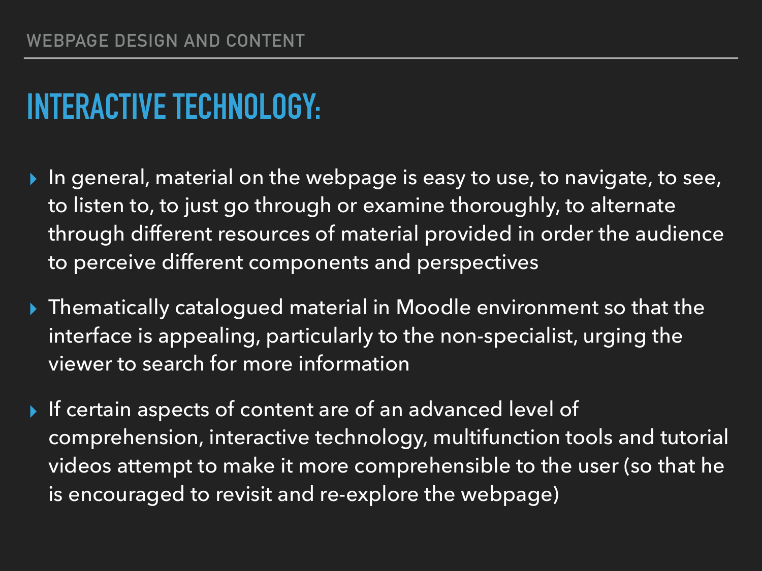## INTERACTIVE TECHNOLOGY:

- In general, material on the webpage is easy to use, to navigate, to see, to listen to, to just go through or examine thoroughly, to alternate through different resources of material provided in order the audience to perceive different components and perspectives
- Thematically catalogued material in Moodle environment so that the interface is appealing, particularly to the non-specialist, urging the viewer to search for more information
- If certain aspects of content are of an advanced level of comprehension, interactive technology, multifunction tools and tutorial videos attempt to make it more comprehensible to the user (so that he is encouraged to revisit and re-explore the webpage)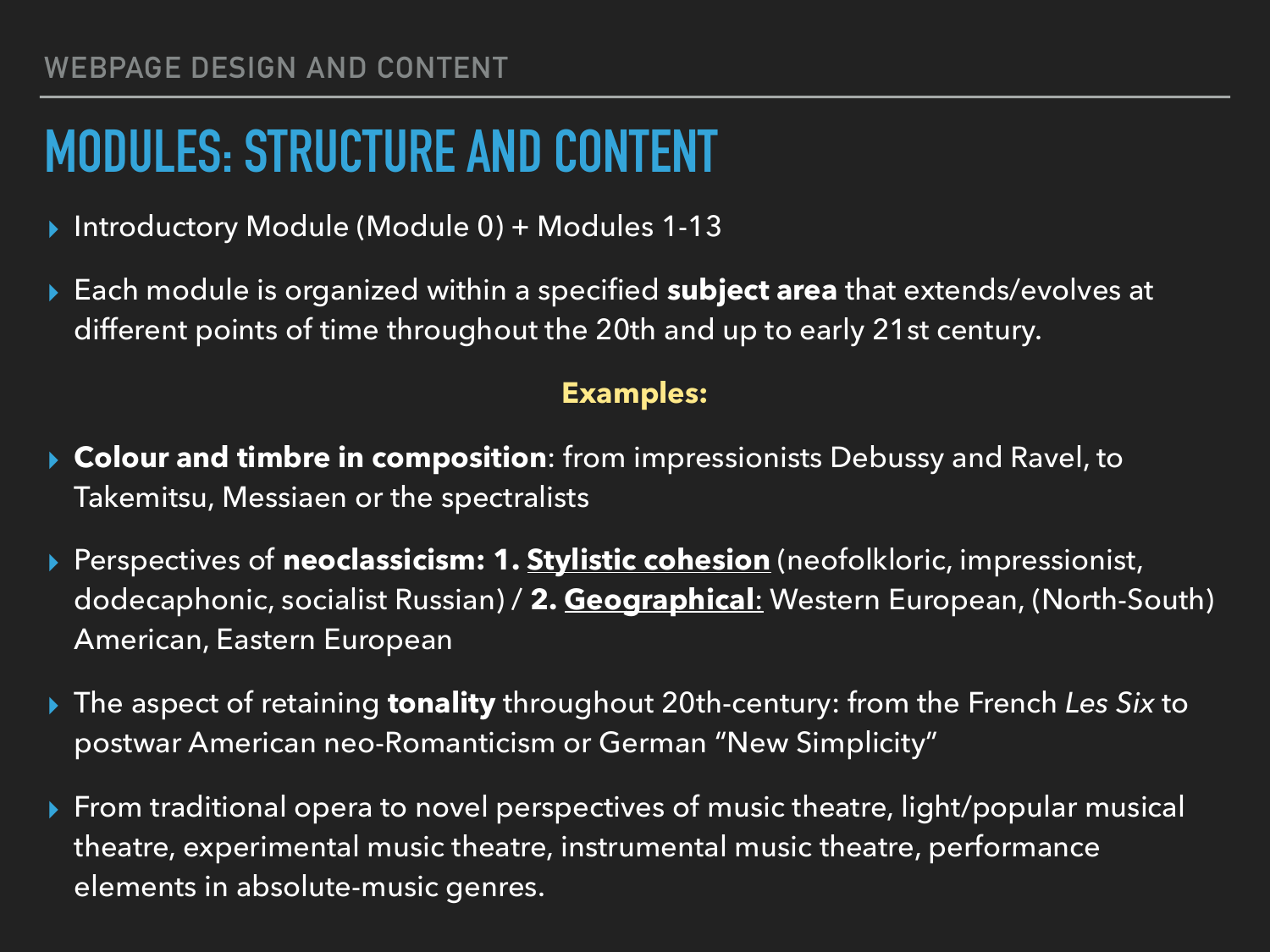WEBPAGE DESIGN AND CONTENT

# MODULES: STRUCTURE AND CONTENT

- Introductory Module (Module 0) + Modules 1-13
- Each module is organized within a specified **subject area** that extends/evolves at different points of time throughout the 20th and up to early 21st century.

**Examples:**

- **Colour and timbre in composition**: from impressionists Debussy and Ravel, to Takemitsu, Messiaen or the spectralists
- Perspectives of **neoclassicism: 1. <u>Stylistic cohesion</u>** (neofolkloric, impressionist, dodecaphonic, socialist Russian) / **2. <u>Geographical</u>**: Western European, (North-South) American, Eastern European
- The aspect of retaining **tonality** throughout 20th-century: from the French *Les Six* to postwar American neo-Romanticism or German "New Simplicity"
- From traditional opera to novel perspectives of music theatre, light/popular musical theatre, experimental music theatre, instrumental music theatre, performance elements in absolute-music genres.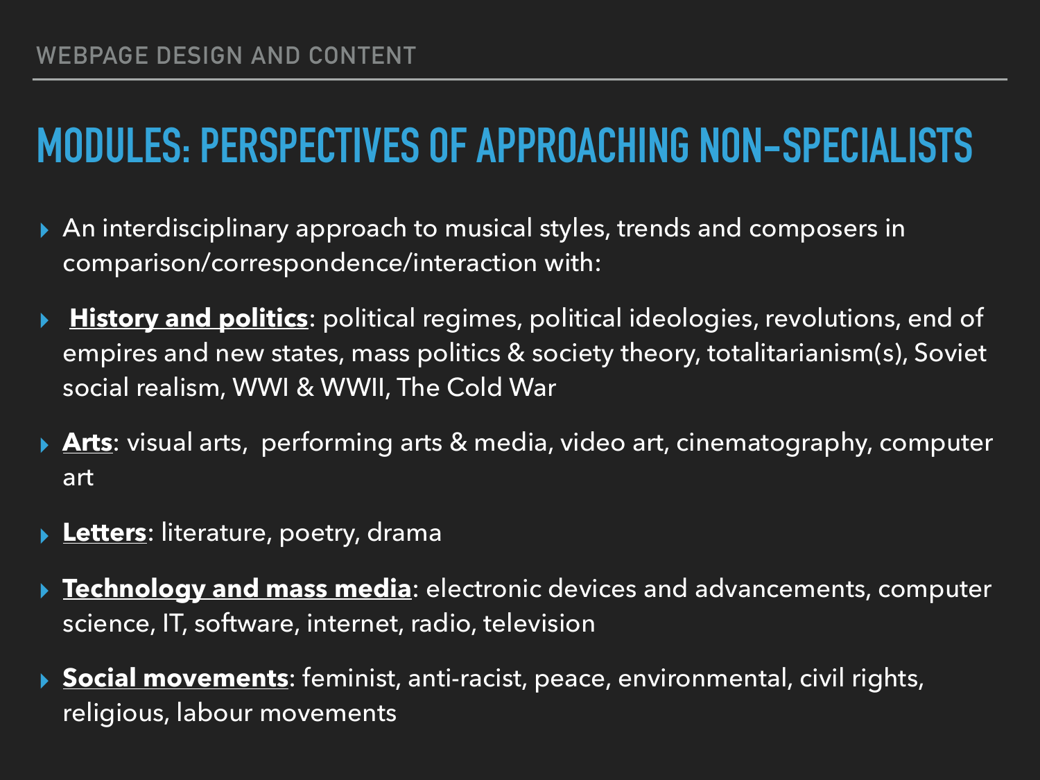WEBPAGE DESIGN AND CONTENT

# MODULES: PERSPECTIVES OF APPROACHING NON-SPECIALISTS

- An interdisciplinary approach to musical styles, trends and composers in comparison/correspondence/interaction with:
- **History and politics**: political regimes, political ideologies, revolutions, end of empires and new states, mass politics & society theory, totalitarianism(s), Soviet social realism, WWI & WWII, The Cold War
- **Arts**: visual arts, performing arts & media, video art, cinematography, computer art
- **Letters**: literature, poetry, drama
- **Technology and mass media**: electronic devices and advancements, computer science, IT, software, internet, radio, television
- **Social movements**: feminist, anti-racist, peace, environmental, civil rights, religious, labour movements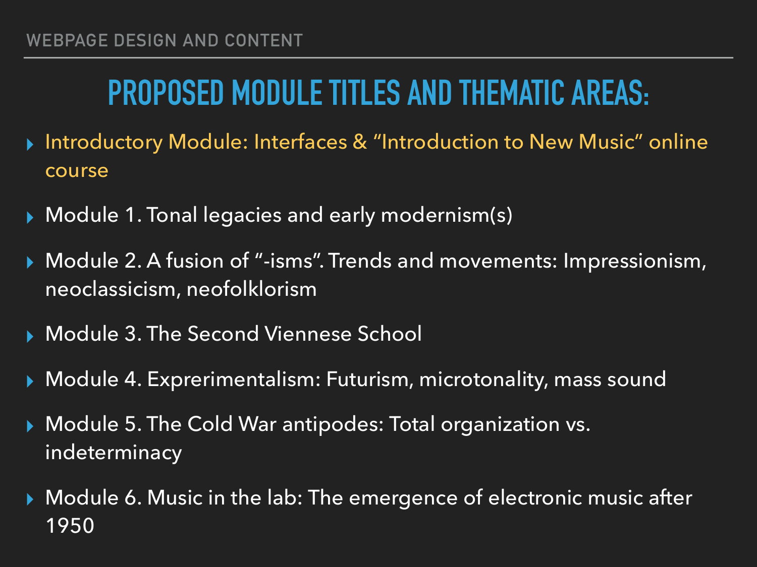## PROPOSED MODULE TITLES AND THEMATIC AREAS:

- Introductory Module: Interfaces & "Introduction to New Music" online course
- Module 1. Tonal legacies and early modernism(s)
- Module 2. A fusion of "-isms". Trends and movements: Impressionism, neoclassicism, neofolklorism
- Module 3. The Second Viennese School
- Module 4. Exprerimentalism: Futurism, microtonality, mass sound
- Module 5. The Cold War antipodes: Total organization vs. indeterminacy
- Module 6. Music in the lab: The emergence of electronic music after 1950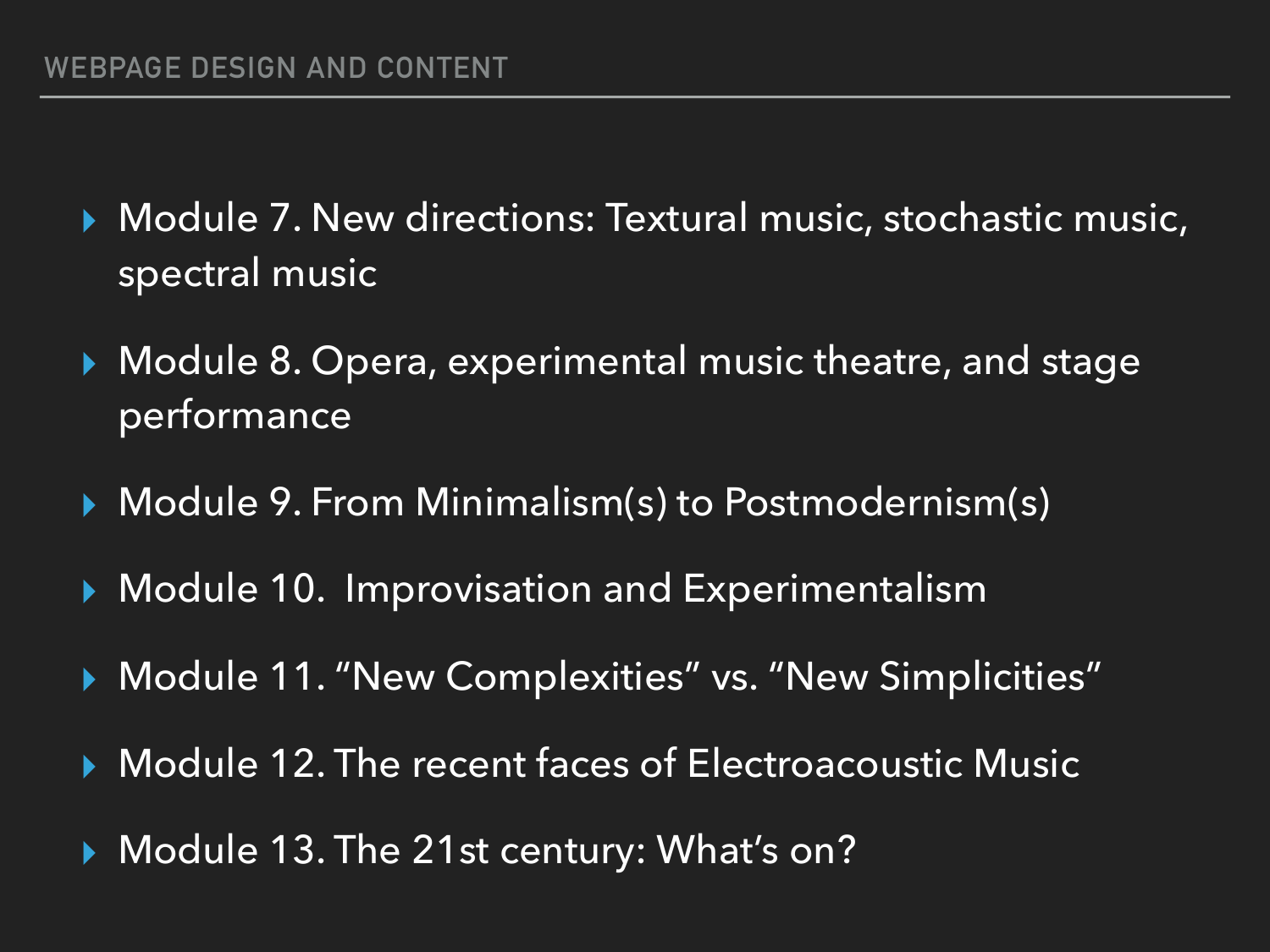## WEBPAGE DESIGN AND CONTENT

- Module 7. New directions: Textural music, stochastic music, spectral music
- Module 8. Opera, experimental music theatre, and stage performance
- Module 9. From Minimalism(s) to Postmodernism(s)
- Module 10. Improvisation and Experimentalism
- Module 11. "New Complexities" vs. "New Simplicities"
- Module 12. The recent faces of Electroacoustic Music
- Module 13. The 21st century: What's on?